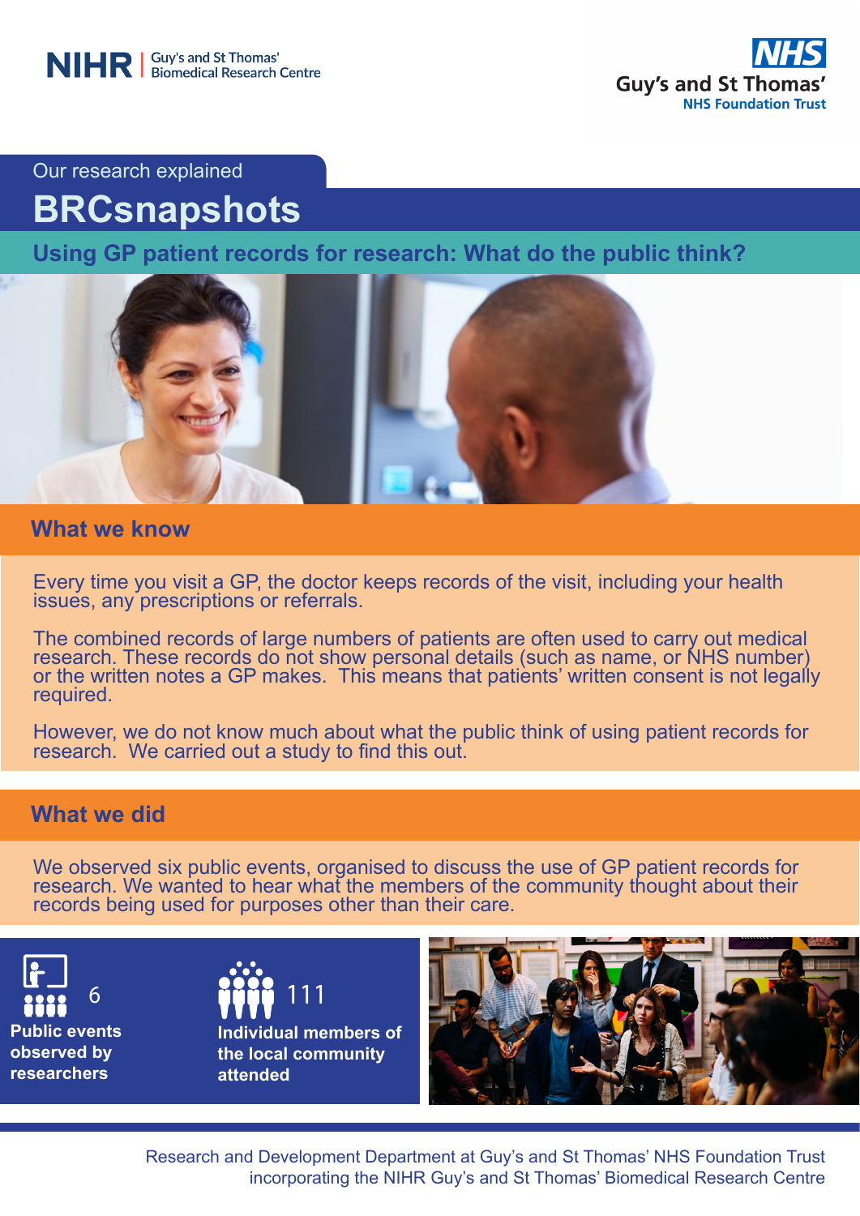NIHR | Guy's and St Thomas' Biomedical Research Centre

NHS Guy's and St Thomas' NHS Foundation Trust

Our research explained

# BRCsnapshots

## Using GP patient records for research: What do the public think?

## What we know

Every time you visit a GP, the doctor keeps records of the visit, including your health issues, any prescriptions or referrals.

The combined records of large numbers of patients are often used to carry out medical research. These records do not show personal details (such as name, or NHS number) or the written notes a GP makes. This means that patients' written consent is not legally required.

However, we do not know much about what the public think of using patient records for research. We carried out a study to find this out.

## What we did

We observed six public events, organised to discuss the use of GP patient records for research. We wanted to hear what the members of the community thought about their records being used for purposes other than their care.

6
**Public events observed by researchers**

111
**Individual members of the local community attended**

Research and Development Department at Guy's and St Thomas' NHS Foundation Trust incorporating the NIHR Guy's and St Thomas' Biomedical Research Centre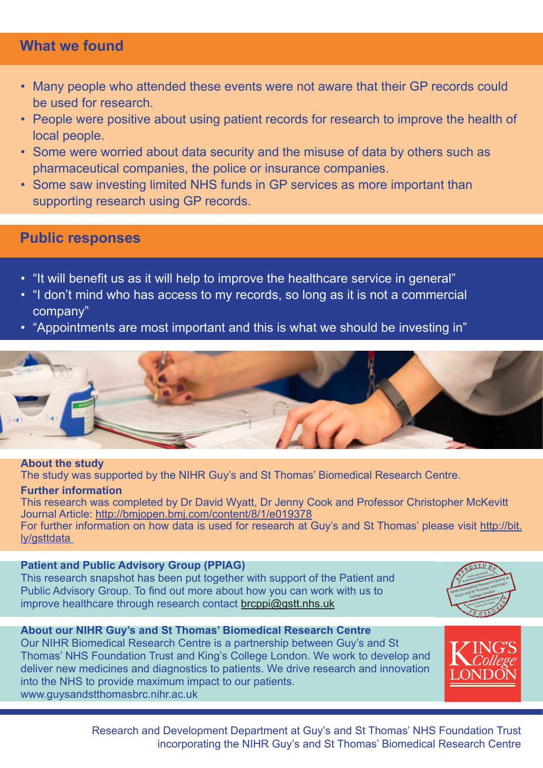## What we found

- Many people who attended these events were not aware that their GP records could be used for research.
- People were positive about using patient records for research to improve the health of local people.
- Some were worried about data security and the misuse of data by others such as pharmaceutical companies, the police or insurance companies.
- Some saw investing limited NHS funds in GP services as more important than supporting research using GP records.

## Public responses

- “It will benefit us as it will help to improve the healthcare service in general”
- “I don’t mind who has access to my records, so long as it is not a commercial company”
- “Appointments are most important and this is what we should be investing in”

**About the study**

The study was supported by the NIHR Guy’s and St Thomas’ Biomedical Research Centre.

**Further information**

This research was completed by Dr David Wyatt, Dr Jenny Cook and Professor Christopher McKevitt

Journal Article: http://bmjopen.bmj.com/content/8/1/e019378

For further information on how data is used for research at Guy’s and St Thomas’ please visit http://bit.ly/gsttdata

**Patient and Public Advisory Group (PPIAG)**

This research snapshot has been put together with support of the Patient and Public Advisory Group. To find out more about how you can work with us to improve healthcare through research contact brcppi@gstt.nhs.uk

**About our NIHR Guy’s and St Thomas’ Biomedical Research Centre**

Our NIHR Biomedical Research Centre is a partnership between Guy’s and St Thomas’ NHS Foundation Trust and King’s College London. We work to develop and deliver new medicines and diagnostics to patients. We drive research and innovation into the NHS to provide maximum impact to our patients.

www.guysandstthomasbrc.nihr.ac.uk

Research and Development Department at Guy’s and St Thomas’ NHS Foundation Trust incorporating the NIHR Guy’s and St Thomas’ Biomedical Research Centre